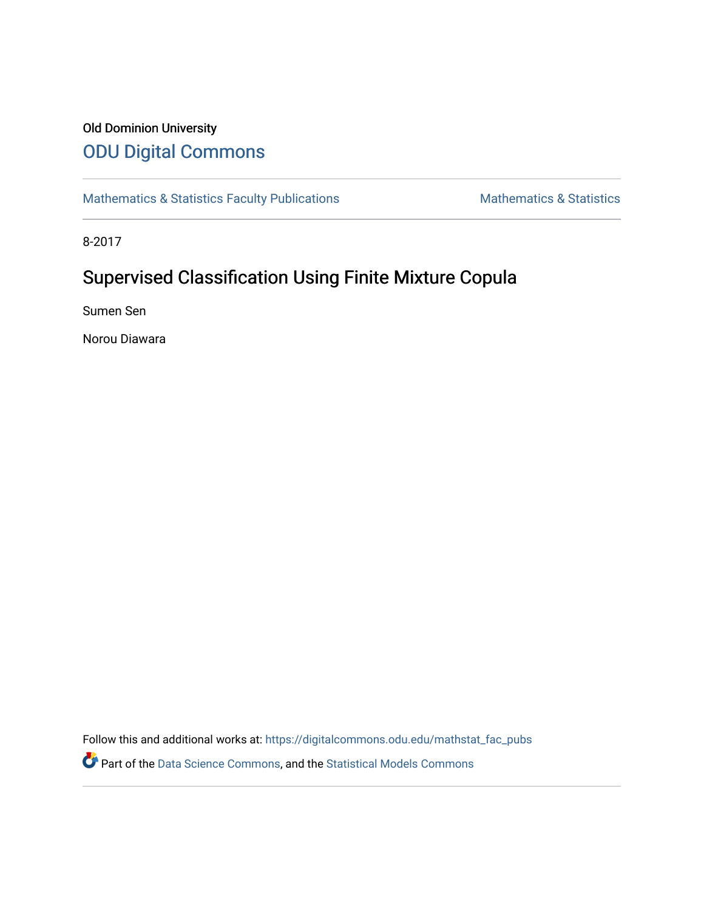Old Dominion University

# ODU Digital Commons

Mathematics & Statistics Faculty Publications

Mathematics & Statistics

8-2017

## Supervised Classification Using Finite Mixture Copula

Sumen Sen

Norou Diawara

Follow this and additional works at: https://digitalcommons.odu.edu/mathstat_fac_pubs

Part of the Data Science Commons, and the Statistical Models Commons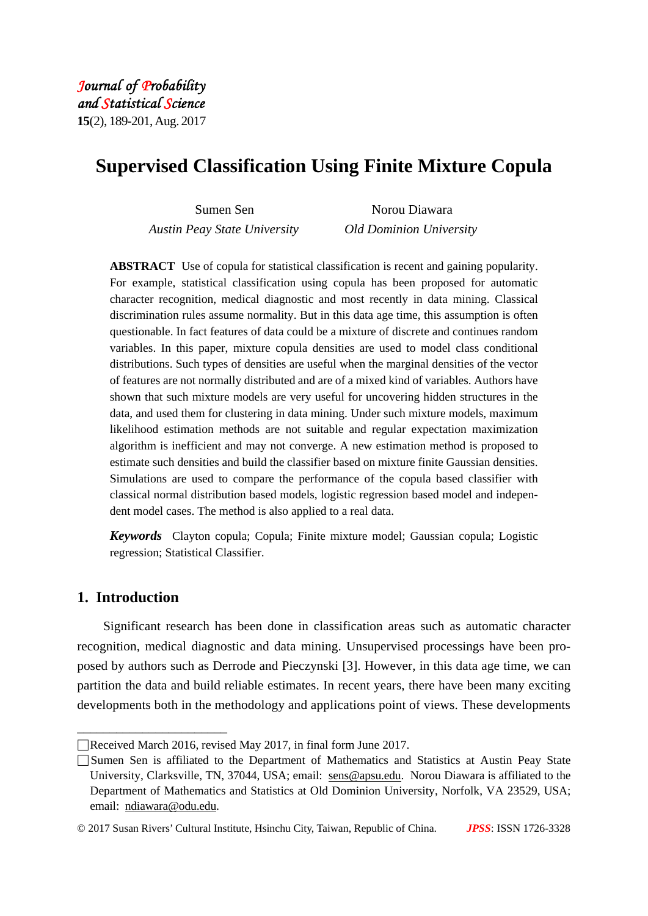# Supervised Classification Using Finite Mixture Copula

Sumen Sen
*Austin Peay State University*

Norou Diawara
*Old Dominion University*

**ABSTRACT** Use of copula for statistical classification is recent and gaining popularity. For example, statistical classification using copula has been proposed for automatic character recognition, medical diagnostic and most recently in data mining. Classical discrimination rules assume normality. But in this data age time, this assumption is often questionable. In fact features of data could be a mixture of discrete and continues random variables. In this paper, mixture copula densities are used to model class conditional distributions. Such types of densities are useful when the marginal densities of the vector of features are not normally distributed and are of a mixed kind of variables. Authors have shown that such mixture models are very useful for uncovering hidden structures in the data, and used them for clustering in data mining. Under such mixture models, maximum likelihood estimation methods are not suitable and regular expectation maximization algorithm is inefficient and may not converge. A new estimation method is proposed to estimate such densities and build the classifier based on mixture finite Gaussian densities. Simulations are used to compare the performance of the copula based classifier with classical normal distribution based models, logistic regression based model and independent model cases. The method is also applied to a real data.

***Keywords*** Clayton copula; Copula; Finite mixture model; Gaussian copula; Logistic regression; Statistical Classifier.

## 1. Introduction

Significant research has been done in classification areas such as automatic character recognition, medical diagnostic and data mining. Unsupervised processings have been proposed by authors such as Derrode and Pieczynski [3]. However, in this data age time, we can partition the data and build reliable estimates. In recent years, there have been many exciting developments both in the methodology and applications point of views. These developments

---

Received March 2016, revised May 2017, in final form June 2017.

Sumen Sen is affiliated to the Department of Mathematics and Statistics at Austin Peay State University, Clarksville, TN, 37044, USA; email: sens@apsu.edu. Norou Diawara is affiliated to the Department of Mathematics and Statistics at Old Dominion University, Norfolk, VA 23529, USA; email: ndiawara@odu.edu.

© 2017 Susan Rivers' Cultural Institute, Hsinchu City, Taiwan, Republic of China. *JPSS*: ISSN 1726-3328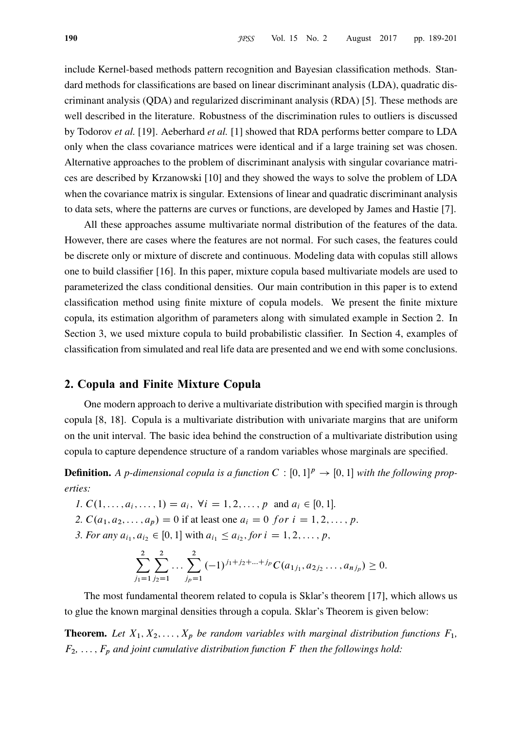include Kernel-based methods pattern recognition and Bayesian classification methods. Standard methods for classifications are based on linear discriminant analysis (LDA), quadratic discriminant analysis (QDA) and regularized discriminant analysis (RDA) [5]. These methods are well described in the literature. Robustness of the discrimination rules to outliers is discussed by Todorov *et al.* [19]. Aeberhard *et al.* [1] showed that RDA performs better compare to LDA only when the class covariance matrices were identical and if a large training set was chosen. Alternative approaches to the problem of discriminant analysis with singular covariance matrices are described by Krzanowski [10] and they showed the ways to solve the problem of LDA when the covariance matrix is singular. Extensions of linear and quadratic discriminant analysis to data sets, where the patterns are curves or functions, are developed by James and Hastie [7].

All these approaches assume multivariate normal distribution of the features of the data. However, there are cases where the features are not normal. For such cases, the features could be discrete only or mixture of discrete and continuous. Modeling data with copulas still allows one to build classifier [16]. In this paper, mixture copula based multivariate models are used to parameterized the class conditional densities. Our main contribution in this paper is to extend classification method using finite mixture of copula models. We present the finite mixture copula, its estimation algorithm of parameters along with simulated example in Section 2. In Section 3, we used mixture copula to build probabilistic classifier. In Section 4, examples of classification from simulated and real life data are presented and we end with some conclusions.

## 2. Copula and Finite Mixture Copula

One modern approach to derive a multivariate distribution with specified margin is through copula [8, 18]. Copula is a multivariate distribution with univariate margins that are uniform on the unit interval. The basic idea behind the construction of a multivariate distribution using copula to capture dependence structure of a random variables whose marginals are specified.

**Definition.** *A p-dimensional copula is a function $C : [0, 1]^p \to [0, 1]$ with the following properties:*

*1.* $C(1, \ldots, a_i, \ldots, 1) = a_i, \ \forall i = 1, 2, \ldots, p$ and $a_i \in [0, 1]$.

*2.* $C(a_1, a_2, \ldots, a_p) = 0$ if at least one $a_i = 0 \ for \ i = 1, 2, \ldots, p$.

*3. For any* $a_{i_1}, a_{i_2} \in [0, 1]$ with $a_{i_1} \leq a_{i_2}$, *for* $i = 1, 2, \ldots, p$,

$$\sum_{j_1=1}^{2} \sum_{j_2=1}^{2} \cdots \sum_{j_p=1}^{2} (-1)^{j_1+j_2+\ldots+j_p} C(a_{1j_1}, a_{2j_2} \ldots, a_{nj_p}) \geq 0.$$

The most fundamental theorem related to copula is Sklar's theorem [17], which allows us to glue the known marginal densities through a copula. Sklar's Theorem is given below:

**Theorem.** *Let $X_1, X_2, \ldots, X_p$ be random variables with marginal distribution functions $F_1$, $F_2$, $\ldots$, $F_p$ and joint cumulative distribution function $F$ then the followings hold:*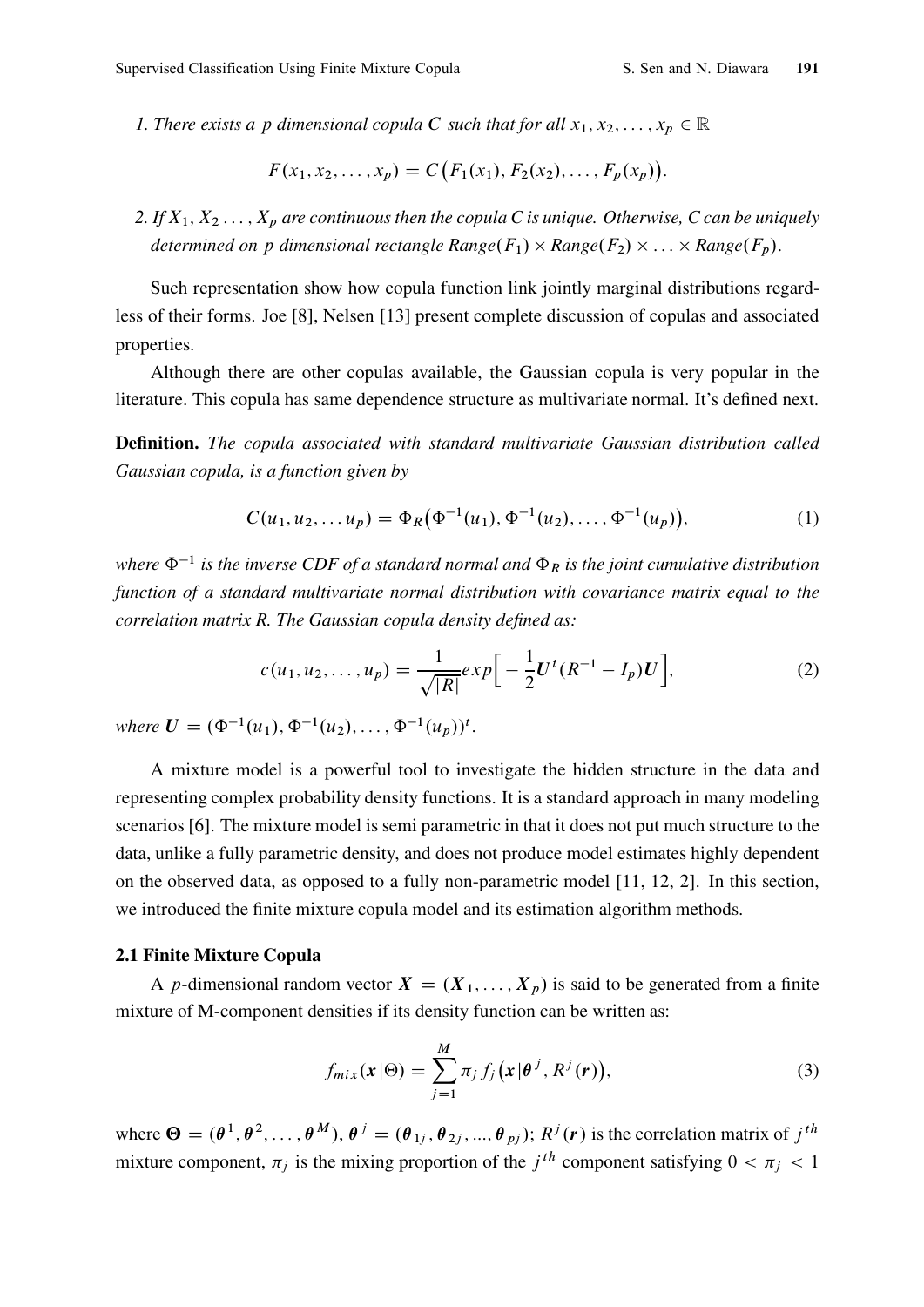*1. There exists a $p$ dimensional copula $C$ such that for all $x_1, x_2, \ldots, x_p \in \mathbb{R}$*

$$F(x_1, x_2, \ldots, x_p) = C\big(F_1(x_1), F_2(x_2), \ldots, F_p(x_p)\big).$$

*2. If $X_1, X_2 \ldots, X_p$ are continuous then the copula $C$ is unique. Otherwise, $C$ can be uniquely determined on $p$ dimensional rectangle $Range(F_1) \times Range(F_2) \times \ldots \times Range(F_p)$.*

Such representation show how copula function link jointly marginal distributions regardless of their forms. Joe [8], Nelsen [13] present complete discussion of copulas and associated properties.

Although there are other copulas available, the Gaussian copula is very popular in the literature. This copula has same dependence structure as multivariate normal. It's defined next.

**Definition.** *The copula associated with standard multivariate Gaussian distribution called Gaussian copula, is a function given by*

$$C(u_1, u_2, \ldots u_p) = \Phi_R\big(\Phi^{-1}(u_1), \Phi^{-1}(u_2), \ldots, \Phi^{-1}(u_p)\big), \tag{1}$$

*where $\Phi^{-1}$ is the inverse CDF of a standard normal and $\Phi_R$ is the joint cumulative distribution function of a standard multivariate normal distribution with covariance matrix equal to the correlation matrix R. The Gaussian copula density defined as:*

$$c(u_1, u_2, \ldots, u_p) = \frac{1}{\sqrt{|R|}} exp\Big[-\frac{1}{2}\boldsymbol{U}^t(R^{-1} - I_p)\boldsymbol{U}\Big], \tag{2}$$

*where $\boldsymbol{U} = (\Phi^{-1}(u_1), \Phi^{-1}(u_2), \ldots, \Phi^{-1}(u_p))^t$.*

A mixture model is a powerful tool to investigate the hidden structure in the data and representing complex probability density functions. It is a standard approach in many modeling scenarios [6]. The mixture model is semi parametric in that it does not put much structure to the data, unlike a fully parametric density, and does not produce model estimates highly dependent on the observed data, as opposed to a fully non-parametric model [11, 12, 2]. In this section, we introduced the finite mixture copula model and its estimation algorithm methods.

### 2.1 Finite Mixture Copula

A $p$-dimensional random vector $\boldsymbol{X} = (\boldsymbol{X}_1, \ldots, \boldsymbol{X}_p)$ is said to be generated from a finite mixture of M-component densities if its density function can be written as:

$$f_{mix}(\boldsymbol{x}|\Theta) = \sum_{j=1}^{M} \pi_j f_j\big(\boldsymbol{x}|\boldsymbol{\theta}^j, R^j(\boldsymbol{r})\big), \tag{3}$$

where $\boldsymbol{\Theta} = (\boldsymbol{\theta}^1, \boldsymbol{\theta}^2, \ldots, \boldsymbol{\theta}^M)$, $\boldsymbol{\theta}^j = (\boldsymbol{\theta}_{1j}, \boldsymbol{\theta}_{2j}, ..., \boldsymbol{\theta}_{pj})$; $R^j(\boldsymbol{r})$ is the correlation matrix of $j^{th}$ mixture component, $\pi_j$ is the mixing proportion of the $j^{th}$ component satisfying $0 < \pi_j < 1$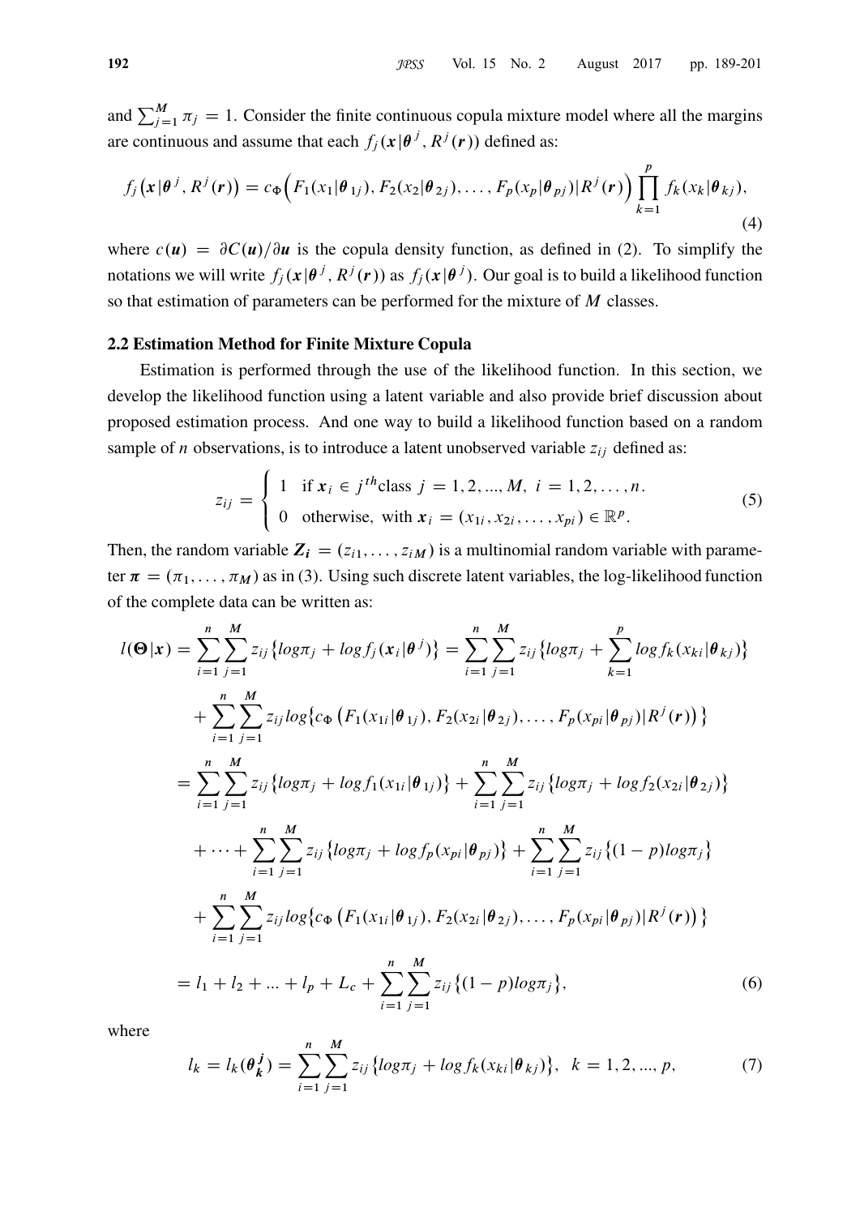and $\sum_{j=1}^{M} \pi_j = 1$. Consider the finite continuous copula mixture model where all the margins are continuous and assume that each $f_j(\boldsymbol{x}|\boldsymbol{\theta}^j, R^j(\boldsymbol{r}))$ defined as:

$$f_j\big(\boldsymbol{x}|\boldsymbol{\theta}^j, R^j(\boldsymbol{r})\big) = c_\Phi\Big(F_1(x_1|\boldsymbol{\theta}_{1j}), F_2(x_2|\boldsymbol{\theta}_{2j}), \ldots, F_p(x_p|\boldsymbol{\theta}_{pj})|R^j(\boldsymbol{r})\Big) \prod_{k=1}^{p} f_k(x_k|\boldsymbol{\theta}_{kj}), \tag{4}$$

where $c(\boldsymbol{u}) = \partial C(\boldsymbol{u})/\partial \boldsymbol{u}$ is the copula density function, as defined in (2). To simplify the notations we will write $f_j(\boldsymbol{x}|\boldsymbol{\theta}^j, R^j(\boldsymbol{r}))$ as $f_j(\boldsymbol{x}|\boldsymbol{\theta}^j)$. Our goal is to build a likelihood function so that estimation of parameters can be performed for the mixture of $M$ classes.

### 2.2 Estimation Method for Finite Mixture Copula

Estimation is performed through the use of the likelihood function. In this section, we develop the likelihood function using a latent variable and also provide brief discussion about proposed estimation process. And one way to build a likelihood function based on a random sample of $n$ observations, is to introduce a latent unobserved variable $z_{ij}$ defined as:

$$z_{ij} = \begin{cases} 1 & \text{if } \boldsymbol{x}_i \in j^{th}\text{class } j = 1, 2, ..., M, \ i = 1, 2, \ldots, n. \\ 0 & \text{otherwise, with } \boldsymbol{x}_i = (x_{1i}, x_{2i}, \ldots, x_{pi}) \in \mathbb{R}^p. \end{cases} \tag{5}$$

Then, the random variable $\boldsymbol{Z_i} = (z_{i1}, \ldots, z_{iM})$ is a multinomial random variable with parameter $\boldsymbol{\pi} = (\pi_1, \ldots, \pi_M)$ as in (3). Using such discrete latent variables, the log-likelihood function of the complete data can be written as:

$$\begin{aligned}
l(\boldsymbol{\Theta}|\boldsymbol{x}) &= \sum_{i=1}^{n}\sum_{j=1}^{M} z_{ij}\big\{log\pi_j + log f_j(\boldsymbol{x}_i|\boldsymbol{\theta}^j)\big\} = \sum_{i=1}^{n}\sum_{j=1}^{M} z_{ij}\Big\{log\pi_j + \sum_{k=1}^{p} log f_k(x_{ki}|\boldsymbol{\theta}_{kj})\Big\} \\
&\quad + \sum_{i=1}^{n}\sum_{j=1}^{M} z_{ij} log\big\{c_\Phi\big(F_1(x_{1i}|\boldsymbol{\theta}_{1j}), F_2(x_{2i}|\boldsymbol{\theta}_{2j}), \ldots, F_p(x_{pi}|\boldsymbol{\theta}_{pj})|R^j(\boldsymbol{r})\big)\big\} \\
&= \sum_{i=1}^{n}\sum_{j=1}^{M} z_{ij}\big\{log\pi_j + log f_1(x_{1i}|\boldsymbol{\theta}_{1j})\big\} + \sum_{i=1}^{n}\sum_{j=1}^{M} z_{ij}\big\{log\pi_j + log f_2(x_{2i}|\boldsymbol{\theta}_{2j})\big\} \\
&\quad + \cdots + \sum_{i=1}^{n}\sum_{j=1}^{M} z_{ij}\big\{log\pi_j + log f_p(x_{pi}|\boldsymbol{\theta}_{pj})\big\} + \sum_{i=1}^{n}\sum_{j=1}^{M} z_{ij}\big\{(1-p)log\pi_j\big\} \\
&\quad + \sum_{i=1}^{n}\sum_{j=1}^{M} z_{ij} log\big\{c_\Phi\big(F_1(x_{1i}|\boldsymbol{\theta}_{1j}), F_2(x_{2i}|\boldsymbol{\theta}_{2j}), \ldots, F_p(x_{pi}|\boldsymbol{\theta}_{pj})|R^j(\boldsymbol{r})\big)\big\} \\
&= l_1 + l_2 + ... + l_p + L_c + \sum_{i=1}^{n}\sum_{j=1}^{M} z_{ij}\big\{(1-p)log\pi_j\big\},
\end{aligned} \tag{6}$$

where

$$l_k = l_k(\boldsymbol{\theta}^{\boldsymbol{j}}_{\boldsymbol{k}}) = \sum_{i=1}^{n}\sum_{j=1}^{M} z_{ij}\big\{log\pi_j + log f_k(x_{ki}|\boldsymbol{\theta}_{kj})\big\}, \quad k = 1, 2, ..., p, \tag{7}$$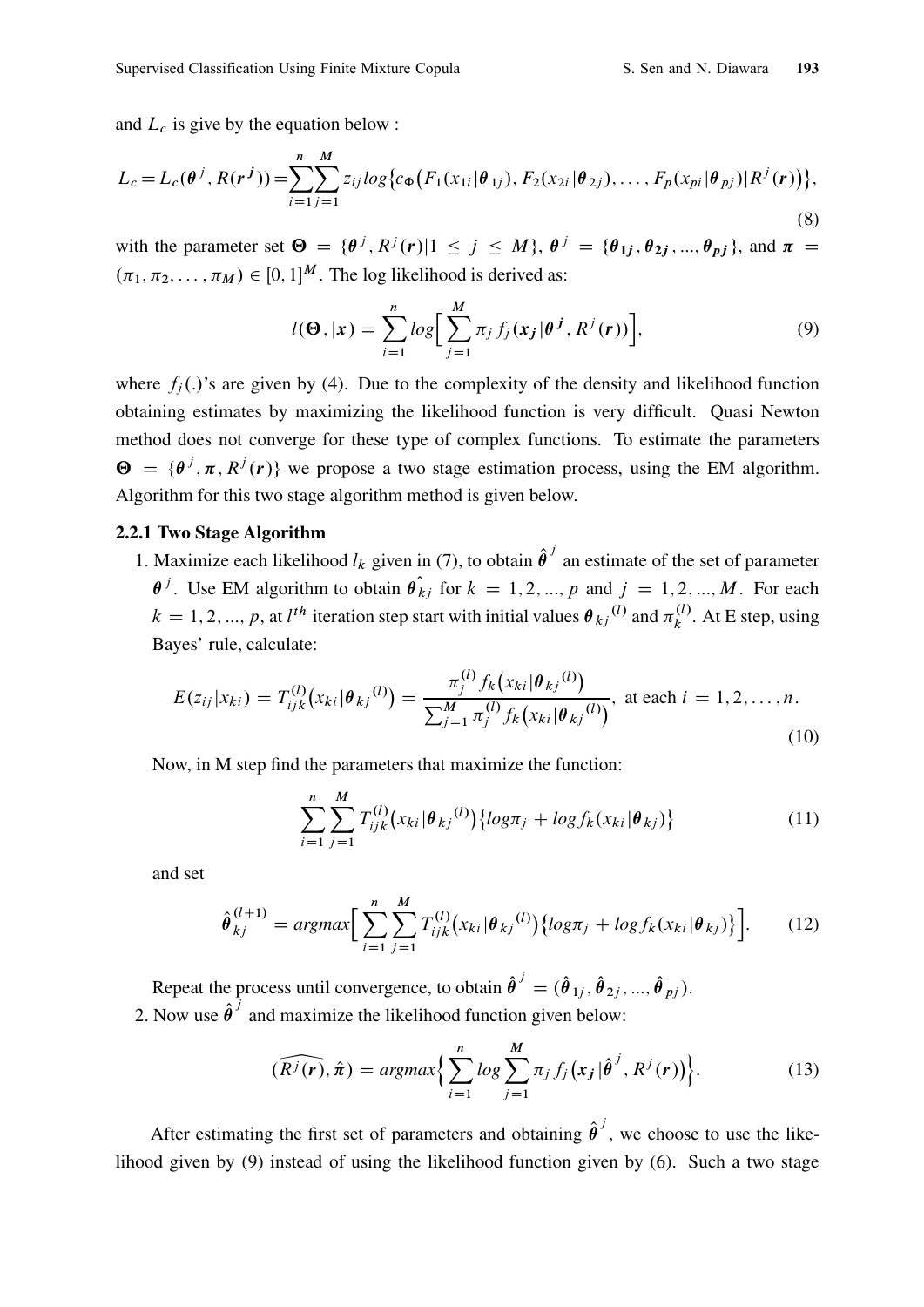and $L_c$ is give by the equation below :

$$L_c = L_c(\boldsymbol{\theta}^j, R(\boldsymbol{r}^{\boldsymbol{j}})) = \sum_{i=1}^{n}\sum_{j=1}^{M} z_{ij} log\big\{c_\Phi\big(F_1(x_{1i}|\boldsymbol{\theta}_{1j}), F_2(x_{2i}|\boldsymbol{\theta}_{2j}), \ldots, F_p(x_{pi}|\boldsymbol{\theta}_{pj})|R^j(\boldsymbol{r})\big)\big\}, \tag{8}$$

with the parameter set $\boldsymbol{\Theta} = \{\boldsymbol{\theta}^j, R^j(\boldsymbol{r})|1 \leq j \leq M\}$, $\boldsymbol{\theta}^j = \{\boldsymbol{\theta_{1j}}, \boldsymbol{\theta_{2j}}, ..., \boldsymbol{\theta_{pj}}\}$, and $\boldsymbol{\pi} = (\pi_1, \pi_2, \ldots, \pi_M) \in [0, 1]^M$. The log likelihood is derived as:

$$l(\boldsymbol{\Theta}, |\boldsymbol{x}) = \sum_{i=1}^{n} log\Big[\sum_{j=1}^{M} \pi_j f_j(\boldsymbol{x_j}|\boldsymbol{\theta}^j, R^j(\boldsymbol{r}))\Big], \tag{9}$$

where $f_j(.)$'s are given by (4). Due to the complexity of the density and likelihood function obtaining estimates by maximizing the likelihood function is very difficult. Quasi Newton method does not converge for these type of complex functions. To estimate the parameters $\boldsymbol{\Theta} = \{\boldsymbol{\theta}^j, \boldsymbol{\pi}, R^j(\boldsymbol{r})\}$ we propose a two stage estimation process, using the EM algorithm. Algorithm for this two stage algorithm method is given below.

### 2.2.1 Two Stage Algorithm

1. Maximize each likelihood $l_k$ given in (7), to obtain $\hat{\boldsymbol{\theta}}^j$ an estimate of the set of parameter $\boldsymbol{\theta}^j$. Use EM algorithm to obtain $\hat{\boldsymbol{\theta}_{kj}}$ for $k = 1, 2, ..., p$ and $j = 1, 2, ..., M$. For each $k = 1, 2, ..., p$, at $l^{th}$ iteration step start with initial values $\boldsymbol{\theta}_{kj}{}^{(l)}$ and $\pi_k^{(l)}$. At E step, using Bayes' rule, calculate:

$$E(z_{ij}|x_{ki}) = T_{ijk}^{(l)}\big(x_{ki}|\boldsymbol{\theta}_{kj}{}^{(l)}\big) = \frac{\pi_j^{(l)} f_k\big(x_{ki}|\boldsymbol{\theta}_{kj}{}^{(l)}\big)}{\sum_{j=1}^{M} \pi_j^{(l)} f_k\big(x_{ki}|\boldsymbol{\theta}_{kj}{}^{(l)}\big)}, \text{ at each } i = 1, 2, \ldots, n. \tag{10}$$

   Now, in M step find the parameters that maximize the function:

$$\sum_{i=1}^{n}\sum_{j=1}^{M} T_{ijk}^{(l)}\big(x_{ki}|\boldsymbol{\theta}_{kj}{}^{(l)}\big)\big\{log\pi_j + log f_k(x_{ki}|\boldsymbol{\theta}_{kj})\big\} \tag{11}$$

   and set

$$\hat{\boldsymbol{\theta}}_{kj}^{(l+1)} = argmax\Big[\sum_{i=1}^{n}\sum_{j=1}^{M} T_{ijk}^{(l)}\big(x_{ki}|\boldsymbol{\theta}_{kj}{}^{(l)}\big)\big\{log\pi_j + log f_k(x_{ki}|\boldsymbol{\theta}_{kj})\big\}\Big]. \tag{12}$$

   Repeat the process until convergence, to obtain $\hat{\boldsymbol{\theta}}^j = (\hat{\boldsymbol{\theta}}_{1j}, \hat{\boldsymbol{\theta}}_{2j}, ..., \hat{\boldsymbol{\theta}}_{pj})$.

2. Now use $\hat{\boldsymbol{\theta}}^j$ and maximize the likelihood function given below:

$$(\widehat{R^j(\boldsymbol{r})}, \hat{\boldsymbol{\pi}}) = argmax\Big\{\sum_{i=1}^{n} log \sum_{j=1}^{M} \pi_j f_j\big(\boldsymbol{x_j}|\hat{\boldsymbol{\theta}}^j, R^j(\boldsymbol{r})\big)\Big\}. \tag{13}$$

After estimating the first set of parameters and obtaining $\hat{\boldsymbol{\theta}}^j$, we choose to use the likelihood given by (9) instead of using the likelihood function given by (6). Such a two stage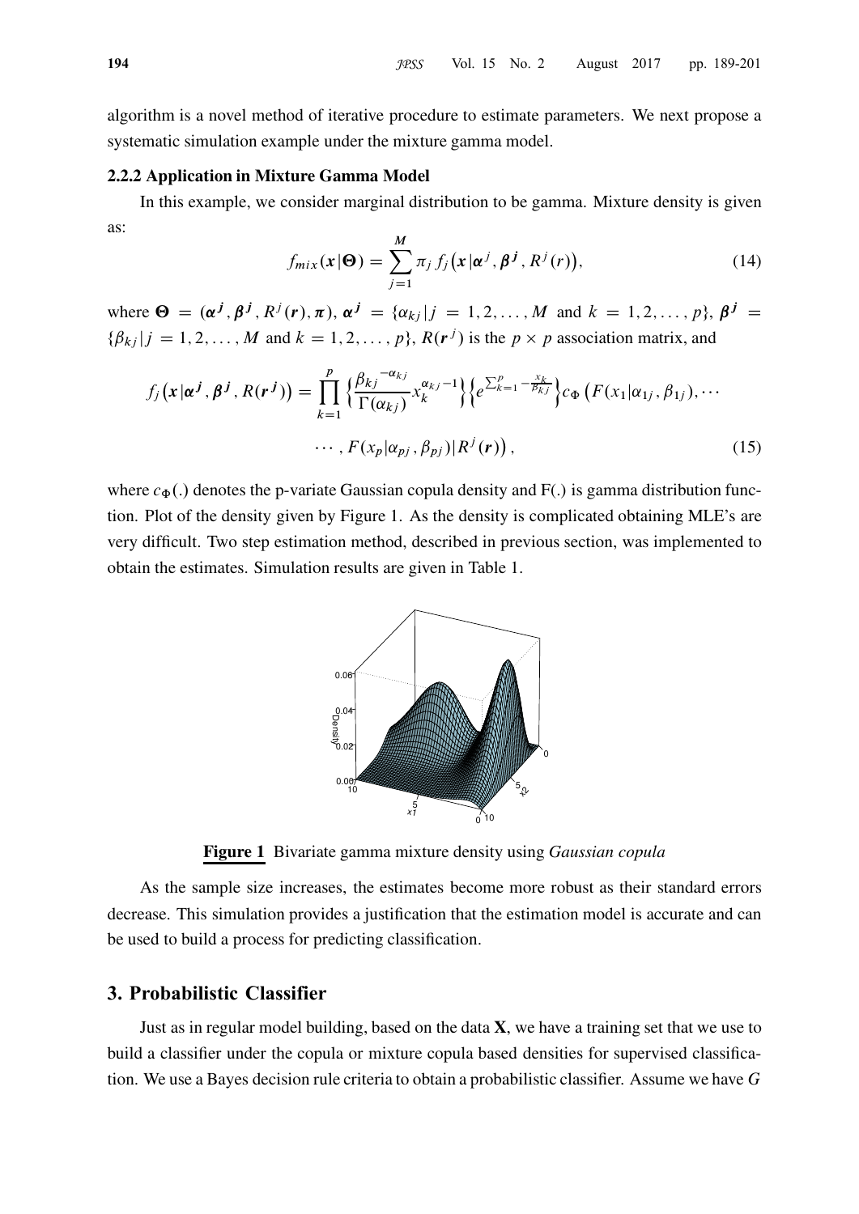algorithm is a novel method of iterative procedure to estimate parameters. We next propose a systematic simulation example under the mixture gamma model.

### 2.2.2 Application in Mixture Gamma Model

In this example, we consider marginal distribution to be gamma. Mixture density is given as:

$$f_{mix}(\boldsymbol{x}|\boldsymbol{\Theta}) = \sum_{j=1}^{M} \pi_j f_j\big(\boldsymbol{x}|\boldsymbol{\alpha}^j, \boldsymbol{\beta^j}, R^j(r)\big), \tag{14}$$

where $\boldsymbol{\Theta} = (\boldsymbol{\alpha^j}, \boldsymbol{\beta^j}, R^j(\boldsymbol{r}), \boldsymbol{\pi})$, $\boldsymbol{\alpha^j} = \{\alpha_{kj}|j = 1, 2, \ldots, M$ and $k = 1, 2, \ldots, p\}$, $\boldsymbol{\beta^j} = \{\beta_{kj}|j = 1, 2, \ldots, M$ and $k = 1, 2, \ldots, p\}$, $R(\boldsymbol{r}^j)$ is the $p \times p$ association matrix, and

$$f_j\big(\boldsymbol{x}|\boldsymbol{\alpha^j}, \boldsymbol{\beta^j}, R(\boldsymbol{r^j})\big) = \prod_{k=1}^{p} \left\{ \frac{{\beta_{kj}}^{-\alpha_{kj}}}{\Gamma(\alpha_{kj})} x_k^{\alpha_{kj}-1} \right\} \left\{ e^{\sum_{k=1}^{p} -\frac{x_k}{\beta_{kj}}} \right\} c_{\Phi}\left(F(x_1|\alpha_{1j}, \beta_{1j}), \cdots \right.$$
$$\left. \cdots, F(x_p|\alpha_{pj}, \beta_{pj})|R^j(\boldsymbol{r})\right), \tag{15}$$

where $c_{\Phi}(.)$ denotes the p-variate Gaussian copula density and F(.) is gamma distribution function. Plot of the density given by Figure 1. As the density is complicated obtaining MLE's are very difficult. Two step estimation method, described in previous section, was implemented to obtain the estimates. Simulation results are given in Table 1.

**Figure 1** Bivariate gamma mixture density using *Gaussian copula*

As the sample size increases, the estimates become more robust as their standard errors decrease. This simulation provides a justification that the estimation model is accurate and can be used to build a process for predicting classification.

## 3. Probabilistic Classifier

Just as in regular model building, based on the data **X**, we have a training set that we use to build a classifier under the copula or mixture copula based densities for supervised classification. We use a Bayes decision rule criteria to obtain a probabilistic classifier. Assume we have $G$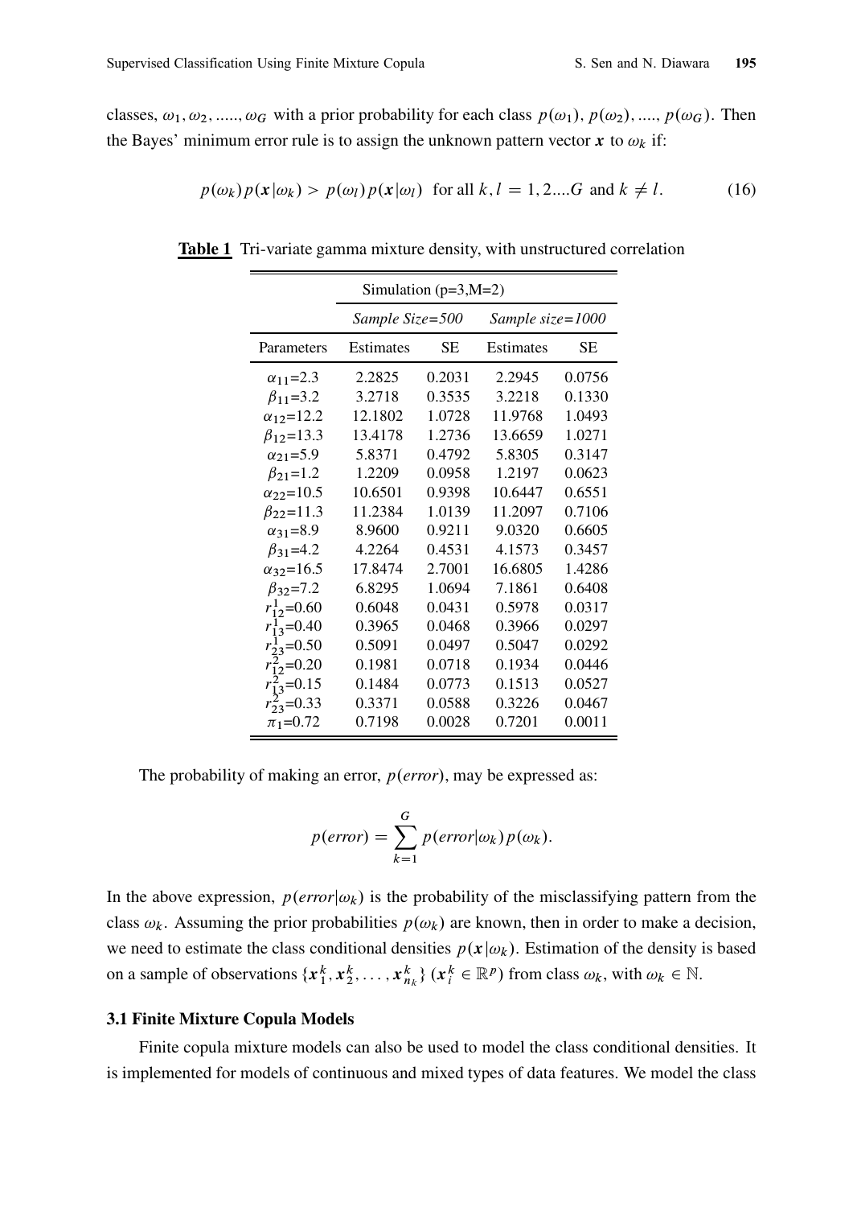classes, $\omega_1, \omega_2, \ldots.., \omega_G$ with a prior probability for each class $p(\omega_1), p(\omega_2), \ldots.., p(\omega_G)$. Then the Bayes' minimum error rule is to assign the unknown pattern vector $\boldsymbol{x}$ to $\omega_k$ if:

$$p(\omega_k)p(\boldsymbol{x}|\omega_k) > p(\omega_l)p(\boldsymbol{x}|\omega_l) \text{ for all } k, l = 1, 2....G \text{ and } k \neq l. \tag{16}$$

**Table 1** Tri-variate gamma mixture density, with unstructured correlation

| | Simulation (p=3,M=2) | | | |
|---|---|---|---|---|
| | *Sample Size=500* | | *Sample size=1000* | |
| Parameters | Estimates | SE | Estimates | SE |
| $\alpha_{11}$=2.3 | 2.2825 | 0.2031 | 2.2945 | 0.0756 |
| $\beta_{11}$=3.2 | 3.2718 | 0.3535 | 3.2218 | 0.1330 |
| $\alpha_{12}$=12.2 | 12.1802 | 1.0728 | 11.9768 | 1.0493 |
| $\beta_{12}$=13.3 | 13.4178 | 1.2736 | 13.6659 | 1.0271 |
| $\alpha_{21}$=5.9 | 5.8371 | 0.4792 | 5.8305 | 0.3147 |
| $\beta_{21}$=1.2 | 1.2209 | 0.0958 | 1.2197 | 0.0623 |
| $\alpha_{22}$=10.5 | 10.6501 | 0.9398 | 10.6447 | 0.6551 |
| $\beta_{22}$=11.3 | 11.2384 | 1.0139 | 11.2097 | 0.7106 |
| $\alpha_{31}$=8.9 | 8.9600 | 0.9211 | 9.0320 | 0.6605 |
| $\beta_{31}$=4.2 | 4.2264 | 0.4531 | 4.1573 | 0.3457 |
| $\alpha_{32}$=16.5 | 17.8474 | 2.7001 | 16.6805 | 1.4286 |
| $\beta_{32}$=7.2 | 6.8295 | 1.0694 | 7.1861 | 0.6408 |
| $r^1_{12}$=0.60 | 0.6048 | 0.0431 | 0.5978 | 0.0317 |
| $r^1_{13}$=0.40 | 0.3965 | 0.0468 | 0.3966 | 0.0297 |
| $r^1_{23}$=0.50 | 0.5091 | 0.0497 | 0.5047 | 0.0292 |
| $r^2_{12}$=0.20 | 0.1981 | 0.0718 | 0.1934 | 0.0446 |
| $r^2_{13}$=0.15 | 0.1484 | 0.0773 | 0.1513 | 0.0527 |
| $r^2_{23}$=0.33 | 0.3371 | 0.0588 | 0.3226 | 0.0467 |
| $\pi_1$=0.72 | 0.7198 | 0.0028 | 0.7201 | 0.0011 |

The probability of making an error, $p(error)$, may be expressed as:

$$p(error) = \sum_{k=1}^{G} p(error|\omega_k)p(\omega_k).$$

In the above expression, $p(error|\omega_k)$ is the probability of the misclassifying pattern from the class $\omega_k$. Assuming the prior probabilities $p(\omega_k)$ are known, then in order to make a decision, we need to estimate the class conditional densities $p(\boldsymbol{x}|\omega_k)$. Estimation of the density is based on a sample of observations $\{\boldsymbol{x}^k_1, \boldsymbol{x}^k_2, \ldots, \boldsymbol{x}^k_{n_k}\}$ ($\boldsymbol{x}^k_i \in \mathbb{R}^p$) from class $\omega_k$, with $\omega_k \in \mathbb{N}$.

### 3.1 Finite Mixture Copula Models

Finite copula mixture models can also be used to model the class conditional densities. It is implemented for models of continuous and mixed types of data features. We model the class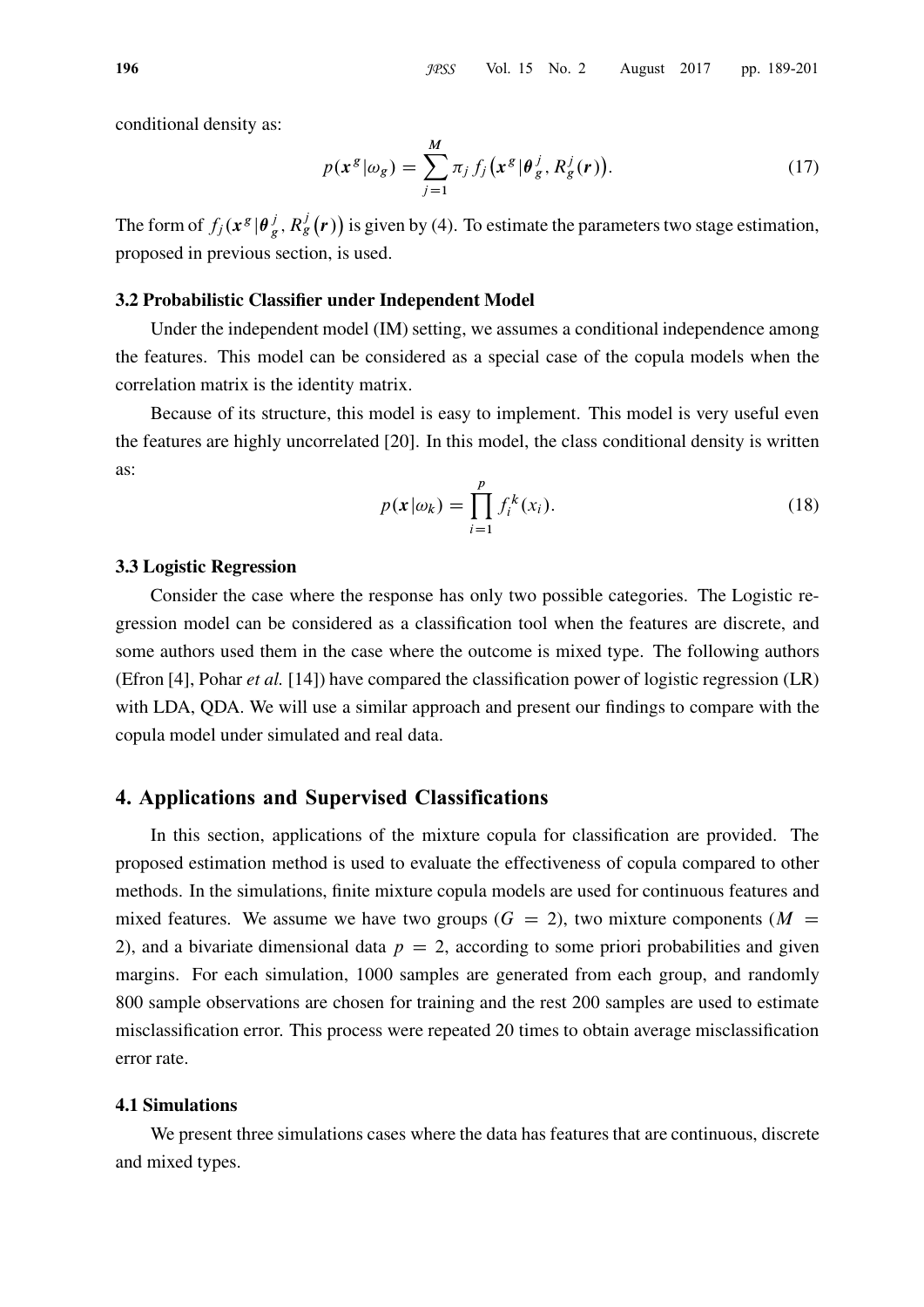conditional density as:

$$p(\boldsymbol{x}^g|\omega_g) = \sum_{j=1}^{M} \pi_j f_j\big(\boldsymbol{x}^g|\boldsymbol{\theta}_g^j, R_g^j(\boldsymbol{r})\big). \tag{17}$$

The form of $f_j(\boldsymbol{x}^g|\boldsymbol{\theta}_g^j, R_g^j(\boldsymbol{r}))$ is given by (4). To estimate the parameters two stage estimation, proposed in previous section, is used.

### 3.2 Probabilistic Classifier under Independent Model

Under the independent model (IM) setting, we assumes a conditional independence among the features. This model can be considered as a special case of the copula models when the correlation matrix is the identity matrix.

Because of its structure, this model is easy to implement. This model is very useful even the features are highly uncorrelated [20]. In this model, the class conditional density is written as:

$$p(\boldsymbol{x}|\omega_k) = \prod_{i=1}^{p} f_i^k(x_i). \tag{18}$$

### 3.3 Logistic Regression

Consider the case where the response has only two possible categories. The Logistic regression model can be considered as a classification tool when the features are discrete, and some authors used them in the case where the outcome is mixed type. The following authors (Efron [4], Pohar *et al.* [14]) have compared the classification power of logistic regression (LR) with LDA, QDA. We will use a similar approach and present our findings to compare with the copula model under simulated and real data.

## 4. Applications and Supervised Classifications

In this section, applications of the mixture copula for classification are provided. The proposed estimation method is used to evaluate the effectiveness of copula compared to other methods. In the simulations, finite mixture copula models are used for continuous features and mixed features. We assume we have two groups ($G = 2$), two mixture components ($M = 2$), and a bivariate dimensional data $p = 2$, according to some priori probabilities and given margins. For each simulation, 1000 samples are generated from each group, and randomly 800 sample observations are chosen for training and the rest 200 samples are used to estimate misclassification error. This process were repeated 20 times to obtain average misclassification error rate.

### 4.1 Simulations

We present three simulations cases where the data has features that are continuous, discrete and mixed types.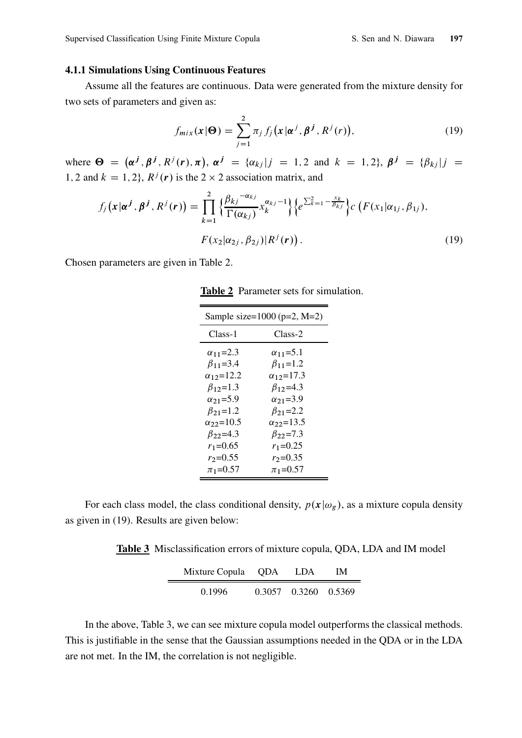#### 4.1.1 Simulations Using Continuous Features

Assume all the features are continuous. Data were generated from the mixture density for two sets of parameters and given as:

$$f_{mix}(\boldsymbol{x}|\boldsymbol{\Theta}) = \sum_{j=1}^{2} \pi_j \, f_j\big(\boldsymbol{x}|\boldsymbol{\alpha}^j, \boldsymbol{\beta}^{\boldsymbol{j}}, R^j(r)\big), \tag{19}$$

where $\boldsymbol{\Theta} = \big(\boldsymbol{\alpha}^{\boldsymbol{j}}, \boldsymbol{\beta}^{\boldsymbol{j}}, R^j(\boldsymbol{r}), \boldsymbol{\pi}\big)$, $\boldsymbol{\alpha}^{\boldsymbol{j}} = \{\alpha_{kj} | j = 1, 2 \text{ and } k = 1, 2\}$, $\boldsymbol{\beta}^{\boldsymbol{j}} = \{\beta_{kj} | j = 1, 2 \text{ and } k = 1, 2\}$, $R^j(\boldsymbol{r})$ is the $2 \times 2$ association matrix, and

$$f_j\big(\boldsymbol{x}|\boldsymbol{\alpha}^{\boldsymbol{j}}, \boldsymbol{\beta}^{\boldsymbol{j}}, R^j(\boldsymbol{r})\big) = \prod_{k=1}^{2} \Big\{\frac{{\beta_{kj}}^{-\alpha_{kj}}}{\Gamma(\alpha_{kj})} x_k^{\alpha_{kj}-1}\Big\} \Big\{e^{\sum_{k=1}^{2} -\frac{x_k}{\beta_{kj}}}\Big\} c\,\big(F(x_1|\alpha_{1j}, \beta_{1j}),$$
$$F(x_2|\alpha_{2j}, \beta_{2j})|R^j(\boldsymbol{r})\big). \tag{19}$$

Chosen parameters are given in Table 2.

**Table 2** Parameter sets for simulation.

| Sample size=1000 (p=2, M=2) | |
|---|---|
| Class-1 | Class-2 |
| $\alpha_{11}$=2.3 | $\alpha_{11}$=5.1 |
| $\beta_{11}$=3.4 | $\beta_{11}$=1.2 |
| $\alpha_{12}$=12.2 | $\alpha_{12}$=17.3 |
| $\beta_{12}$=1.3 | $\beta_{12}$=4.3 |
| $\alpha_{21}$=5.9 | $\alpha_{21}$=3.9 |
| $\beta_{21}$=1.2 | $\beta_{21}$=2.2 |
| $\alpha_{22}$=10.5 | $\alpha_{22}$=13.5 |
| $\beta_{22}$=4.3 | $\beta_{22}$=7.3 |
| $r_1$=0.65 | $r_1$=0.25 |
| $r_2$=0.55 | $r_2$=0.35 |
| $\pi_1$=0.57 | $\pi_1$=0.57 |

For each class model, the class conditional density, $p(\boldsymbol{x}|\omega_g)$, as a mixture copula density as given in (19). Results are given below:

**Table 3** Misclassification errors of mixture copula, QDA, LDA and IM model

| Mixture Copula | QDA | LDA | IM |
|---|---|---|---|
| 0.1996 | 0.3057 | 0.3260 | 0.5369 |

In the above, Table 3, we can see mixture copula model outperforms the classical methods. This is justifiable in the sense that the Gaussian assumptions needed in the QDA or in the LDA are not met. In the IM, the correlation is not negligible.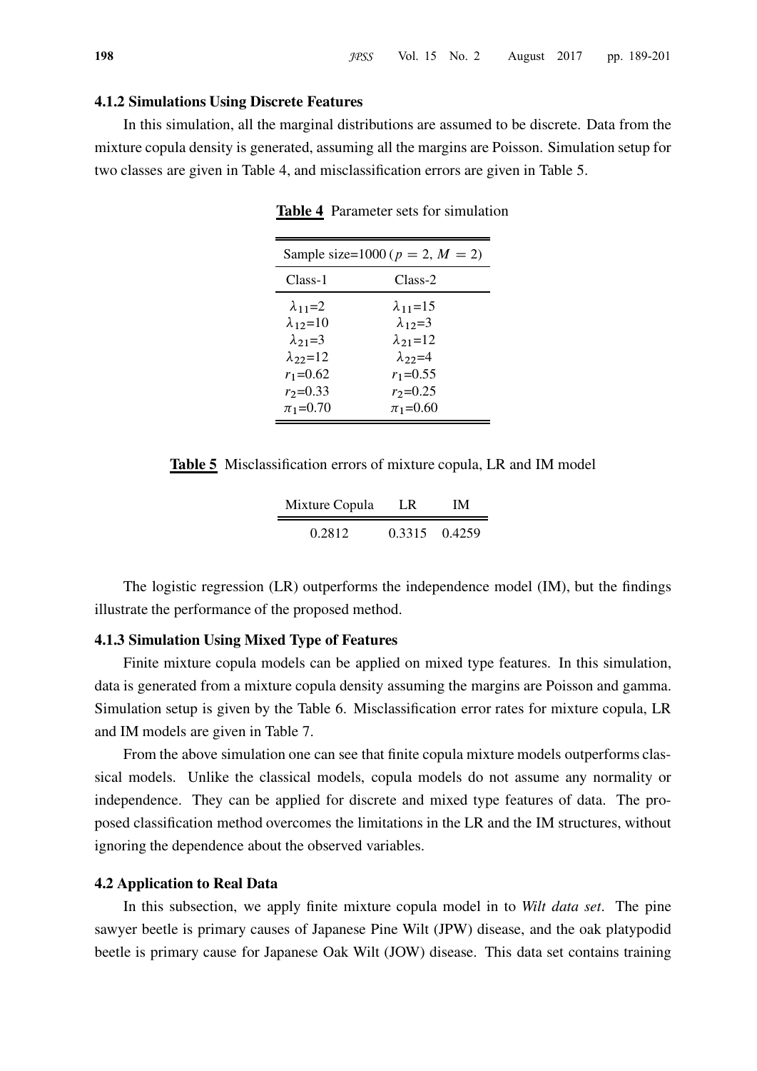#### 4.1.2 Simulations Using Discrete Features

In this simulation, all the marginal distributions are assumed to be discrete. Data from the mixture copula density is generated, assuming all the margins are Poisson. Simulation setup for two classes are given in Table 4, and misclassification errors are given in Table 5.

**Table 4** Parameter sets for simulation

| Sample size=1000 ($p = 2$, $M = 2$) | |
|---|---|
| Class-1 | Class-2 |
| $\lambda_{11}$=2 | $\lambda_{11}$=15 |
| $\lambda_{12}$=10 | $\lambda_{12}$=3 |
| $\lambda_{21}$=3 | $\lambda_{21}$=12 |
| $\lambda_{22}$=12 | $\lambda_{22}$=4 |
| $r_1$=0.62 | $r_1$=0.55 |
| $r_2$=0.33 | $r_2$=0.25 |
| $\pi_1$=0.70 | $\pi_1$=0.60 |

**Table 5** Misclassification errors of mixture copula, LR and IM model

| Mixture Copula | LR | IM |
|---|---|---|
| 0.2812 | 0.3315 | 0.4259 |

The logistic regression (LR) outperforms the independence model (IM), but the findings illustrate the performance of the proposed method.

#### 4.1.3 Simulation Using Mixed Type of Features

Finite mixture copula models can be applied on mixed type features. In this simulation, data is generated from a mixture copula density assuming the margins are Poisson and gamma. Simulation setup is given by the Table 6. Misclassification error rates for mixture copula, LR and IM models are given in Table 7.

From the above simulation one can see that finite copula mixture models outperforms classical models. Unlike the classical models, copula models do not assume any normality or independence. They can be applied for discrete and mixed type features of data. The proposed classification method overcomes the limitations in the LR and the IM structures, without ignoring the dependence about the observed variables.

### 4.2 Application to Real Data

In this subsection, we apply finite mixture copula model in to *Wilt data set*. The pine sawyer beetle is primary causes of Japanese Pine Wilt (JPW) disease, and the oak platypodid beetle is primary cause for Japanese Oak Wilt (JOW) disease. This data set contains training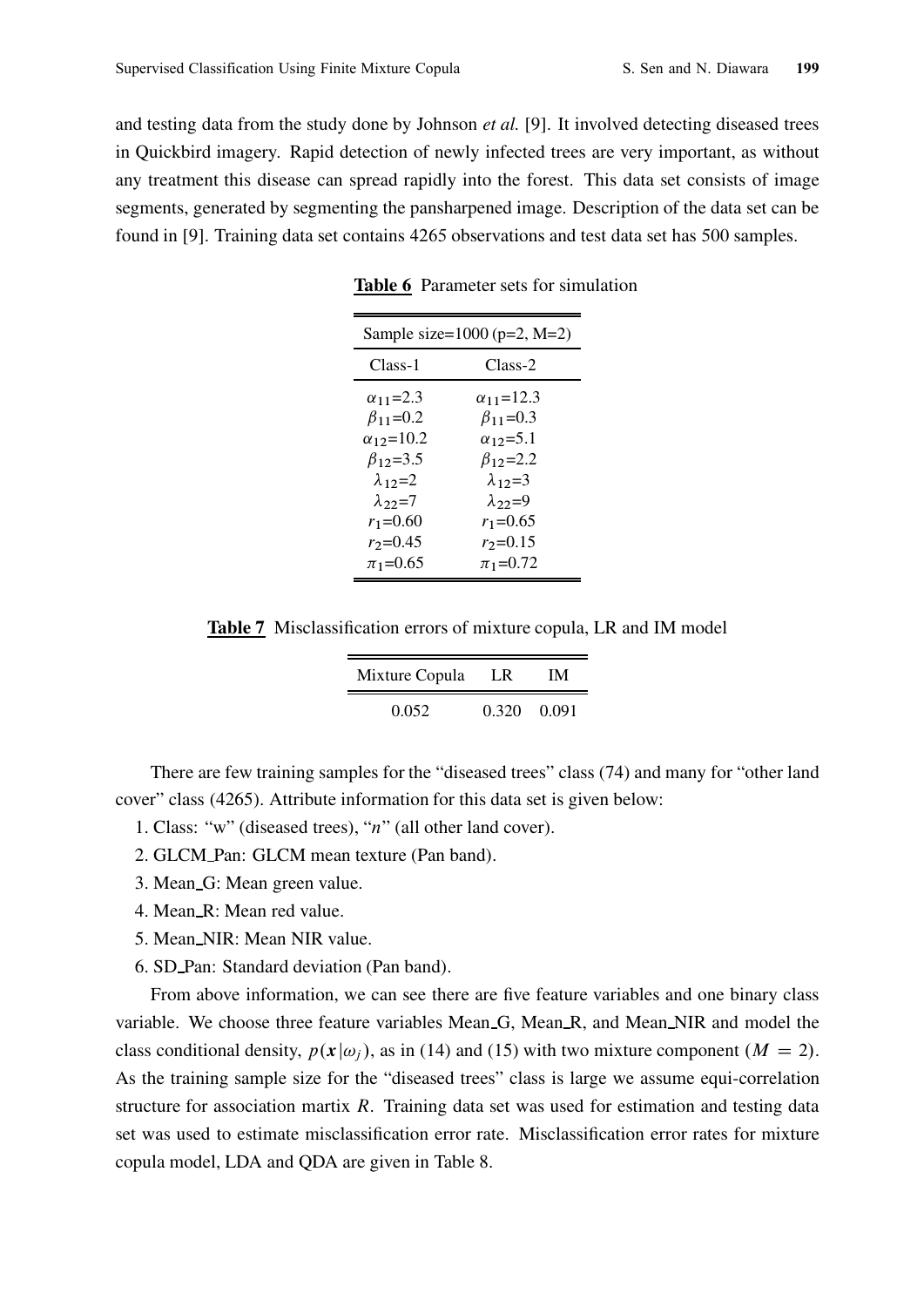and testing data from the study done by Johnson *et al.* [9]. It involved detecting diseased trees in Quickbird imagery. Rapid detection of newly infected trees are very important, as without any treatment this disease can spread rapidly into the forest. This data set consists of image segments, generated by segmenting the pansharpened image. Description of the data set can be found in [9]. Training data set contains 4265 observations and test data set has 500 samples.

**Table 6** Parameter sets for simulation

| Sample size=1000 (p=2, M=2) | |
|---|---|
| Class-1 | Class-2 |
| $\alpha_{11}$=2.3 | $\alpha_{11}$=12.3 |
| $\beta_{11}$=0.2 | $\beta_{11}$=0.3 |
| $\alpha_{12}$=10.2 | $\alpha_{12}$=5.1 |
| $\beta_{12}$=3.5 | $\beta_{12}$=2.2 |
| $\lambda_{12}$=2 | $\lambda_{12}$=3 |
| $\lambda_{22}$=7 | $\lambda_{22}$=9 |
| $r_1$=0.60 | $r_1$=0.65 |
| $r_2$=0.45 | $r_2$=0.15 |
| $\pi_1$=0.65 | $\pi_1$=0.72 |

**Table 7** Misclassification errors of mixture copula, LR and IM model

| Mixture Copula | LR | IM |
|---|---|---|
| 0.052 | 0.320 | 0.091 |

There are few training samples for the "diseased trees" class (74) and many for "other land cover" class (4265). Attribute information for this data set is given below:

1. Class: "w" (diseased trees), "*n*" (all other land cover).
2. GLCM_Pan: GLCM mean texture (Pan band).
3. Mean_G: Mean green value.
4. Mean_R: Mean red value.
5. Mean_NIR: Mean NIR value.
6. SD_Pan: Standard deviation (Pan band).

From above information, we can see there are five feature variables and one binary class variable. We choose three feature variables Mean_G, Mean_R, and Mean_NIR and model the class conditional density, $p(\boldsymbol{x}|\omega_j)$, as in (14) and (15) with two mixture component ($M = 2$). As the training sample size for the "diseased trees" class is large we assume equi-correlation structure for association martix $R$. Training data set was used for estimation and testing data set was used to estimate misclassification error rate. Misclassification error rates for mixture copula model, LDA and QDA are given in Table 8.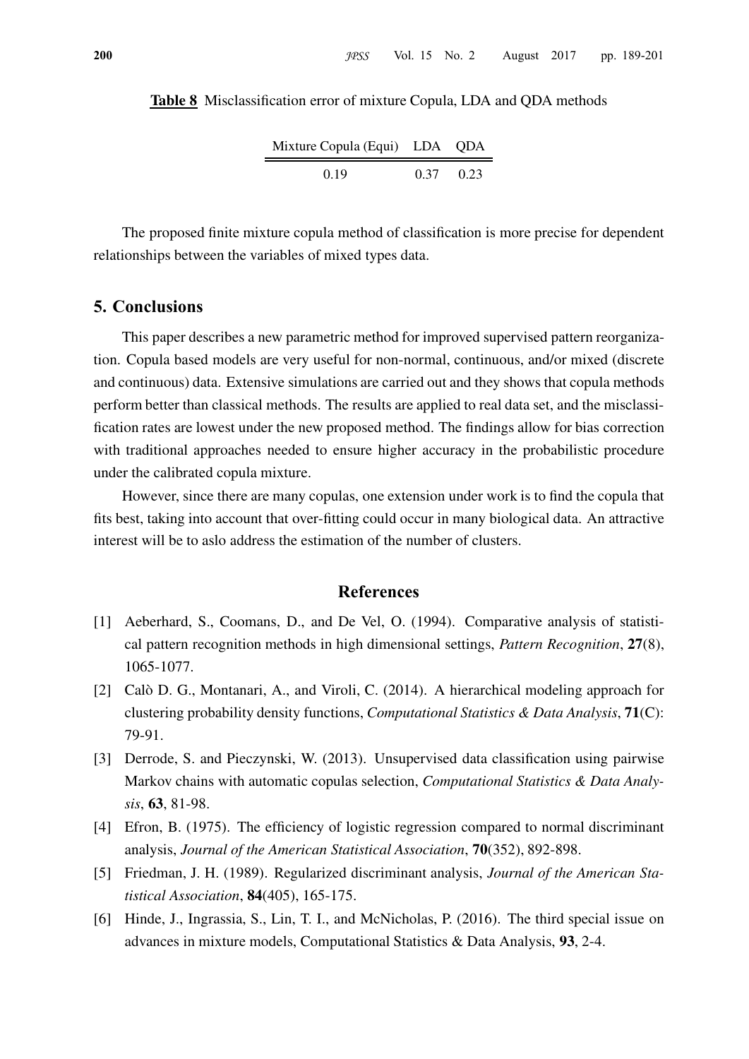**Table 8** Misclassification error of mixture Copula, LDA and QDA methods

| Mixture Copula (Equi) | LDA | QDA |
|---|---|---|
| 0.19 | 0.37 | 0.23 |

The proposed finite mixture copula method of classification is more precise for dependent relationships between the variables of mixed types data.

## 5. Conclusions

This paper describes a new parametric method for improved supervised pattern reorganization. Copula based models are very useful for non-normal, continuous, and/or mixed (discrete and continuous) data. Extensive simulations are carried out and they shows that copula methods perform better than classical methods. The results are applied to real data set, and the misclassification rates are lowest under the new proposed method. The findings allow for bias correction with traditional approaches needed to ensure higher accuracy in the probabilistic procedure under the calibrated copula mixture.

However, since there are many copulas, one extension under work is to find the copula that fits best, taking into account that over-fitting could occur in many biological data. An attractive interest will be to aslo address the estimation of the number of clusters.

## References

[1] Aeberhard, S., Coomans, D., and De Vel, O. (1994). Comparative analysis of statistical pattern recognition methods in high dimensional settings, *Pattern Recognition*, **27**(8), 1065-1077.

[2] Calò D. G., Montanari, A., and Viroli, C. (2014). A hierarchical modeling approach for clustering probability density functions, *Computational Statistics & Data Analysis*, **71**(C): 79-91.

[3] Derrode, S. and Pieczynski, W. (2013). Unsupervised data classification using pairwise Markov chains with automatic copulas selection, *Computational Statistics & Data Analysis*, **63**, 81-98.

[4] Efron, B. (1975). The efficiency of logistic regression compared to normal discriminant analysis, *Journal of the American Statistical Association*, **70**(352), 892-898.

[5] Friedman, J. H. (1989). Regularized discriminant analysis, *Journal of the American Statistical Association*, **84**(405), 165-175.

[6] Hinde, J., Ingrassia, S., Lin, T. I., and McNicholas, P. (2016). The third special issue on advances in mixture models, Computational Statistics & Data Analysis, **93**, 2-4.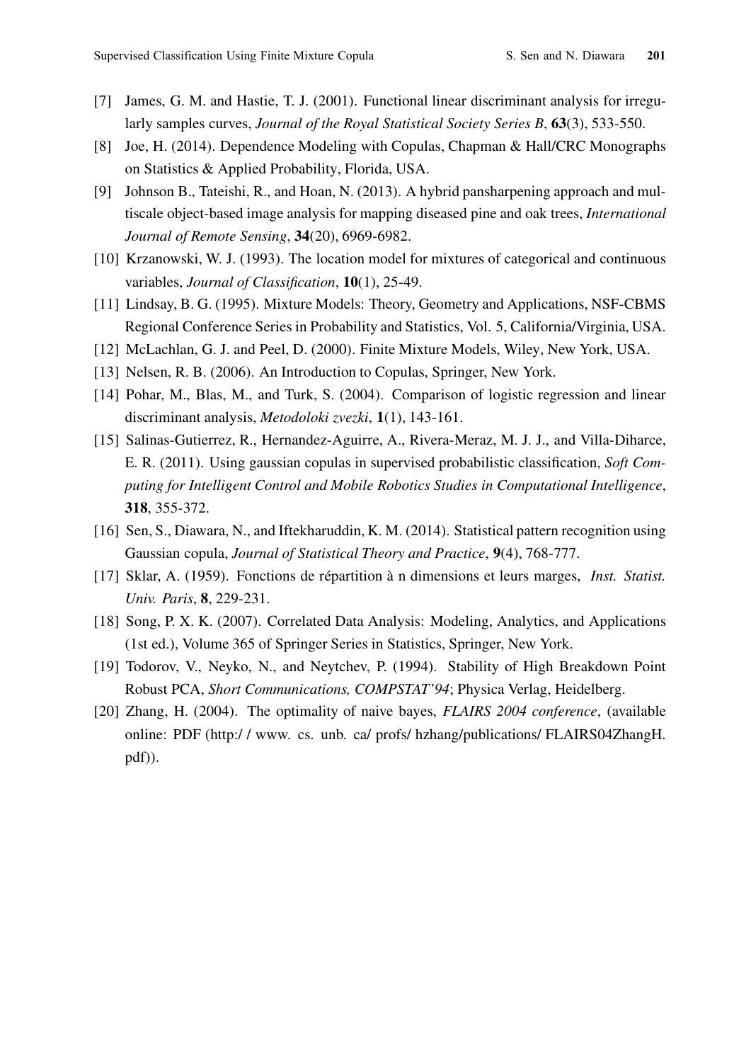[7] James, G. M. and Hastie, T. J. (2001). Functional linear discriminant analysis for irregularly samples curves, *Journal of the Royal Statistical Society Series B*, **63**(3), 533-550.

[8] Joe, H. (2014). Dependence Modeling with Copulas, Chapman & Hall/CRC Monographs on Statistics & Applied Probability, Florida, USA.

[9] Johnson B., Tateishi, R., and Hoan, N. (2013). A hybrid pansharpening approach and multiscale object-based image analysis for mapping diseased pine and oak trees, *International Journal of Remote Sensing*, **34**(20), 6969-6982.

[10] Krzanowski, W. J. (1993). The location model for mixtures of categorical and continuous variables, *Journal of Classification*, **10**(1), 25-49.

[11] Lindsay, B. G. (1995). Mixture Models: Theory, Geometry and Applications, NSF-CBMS Regional Conference Series in Probability and Statistics, Vol. 5, California/Virginia, USA.

[12] McLachlan, G. J. and Peel, D. (2000). Finite Mixture Models, Wiley, New York, USA.

[13] Nelsen, R. B. (2006). An Introduction to Copulas, Springer, New York.

[14] Pohar, M., Blas, M., and Turk, S. (2004). Comparison of logistic regression and linear discriminant analysis, *Metodoloki zvezki*, **1**(1), 143-161.

[15] Salinas-Gutierrez, R., Hernandez-Aguirre, A., Rivera-Meraz, M. J. J., and Villa-Diharce, E. R. (2011). Using gaussian copulas in supervised probabilistic classification, *Soft Computing for Intelligent Control and Mobile Robotics Studies in Computational Intelligence*, **318**, 355-372.

[16] Sen, S., Diawara, N., and Iftekharuddin, K. M. (2014). Statistical pattern recognition using Gaussian copula, *Journal of Statistical Theory and Practice*, **9**(4), 768-777.

[17] Sklar, A. (1959). Fonctions de répartition à n dimensions et leurs marges, *Inst. Statist. Univ. Paris*, **8**, 229-231.

[18] Song, P. X. K. (2007). Correlated Data Analysis: Modeling, Analytics, and Applications (1st ed.), Volume 365 of Springer Series in Statistics, Springer, New York.

[19] Todorov, V., Neyko, N., and Neytchev, P. (1994). Stability of High Breakdown Point Robust PCA, *Short Communications, COMPSTAT'94*; Physica Verlag, Heidelberg.

[20] Zhang, H. (2004). The optimality of naive bayes, *FLAIRS 2004 conference*, (available online: PDF (http:/ / www. cs. unb. ca/ profs/ hzhang/publications/ FLAIRS04ZhangH. pdf)).